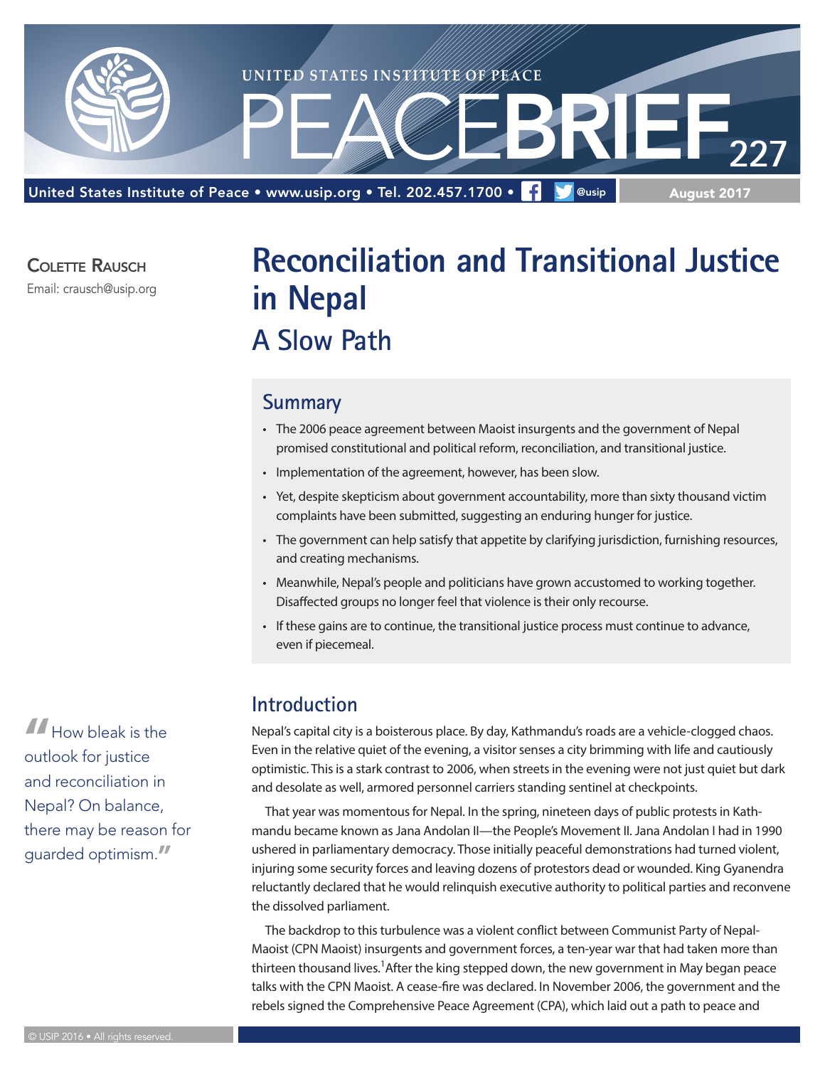# Reconciliation and Transitional Justice in Nepal

## A Slow Path

Colette Rausch
Email: crausch@usip.org

## Summary

- The 2006 peace agreement between Maoist insurgents and the government of Nepal promised constitutional and political reform, reconciliation, and transitional justice.
- Implementation of the agreement, however, has been slow.
- Yet, despite skepticism about government accountability, more than sixty thousand victim complaints have been submitted, suggesting an enduring hunger for justice.
- The government can help satisfy that appetite by clarifying jurisdiction, furnishing resources, and creating mechanisms.
- Meanwhile, Nepal's people and politicians have grown accustomed to working together. Disaffected groups no longer feel that violence is their only recourse.
- If these gains are to continue, the transitional justice process must continue to advance, even if piecemeal.

> "How bleak is the outlook for justice and reconciliation in Nepal? On balance, there may be reason for guarded optimism."

## Introduction

Nepal's capital city is a boisterous place. By day, Kathmandu's roads are a vehicle-clogged chaos. Even in the relative quiet of the evening, a visitor senses a city brimming with life and cautiously optimistic. This is a stark contrast to 2006, when streets in the evening were not just quiet but dark and desolate as well, armored personnel carriers standing sentinel at checkpoints.

That year was momentous for Nepal. In the spring, nineteen days of public protests in Kathmandu became known as Jana Andolan II—the People's Movement II. Jana Andolan I had in 1990 ushered in parliamentary democracy. Those initially peaceful demonstrations had turned violent, injuring some security forces and leaving dozens of protestors dead or wounded. King Gyanendra reluctantly declared that he would relinquish executive authority to political parties and reconvene the dissolved parliament.

The backdrop to this turbulence was a violent conflict between Communist Party of Nepal-Maoist (CPN Maoist) insurgents and government forces, a ten-year war that had taken more than thirteen thousand lives.[1] After the king stepped down, the new government in May began peace talks with the CPN Maoist. A cease-fire was declared. In November 2006, the government and the rebels signed the Comprehensive Peace Agreement (CPA), which laid out a path to peace and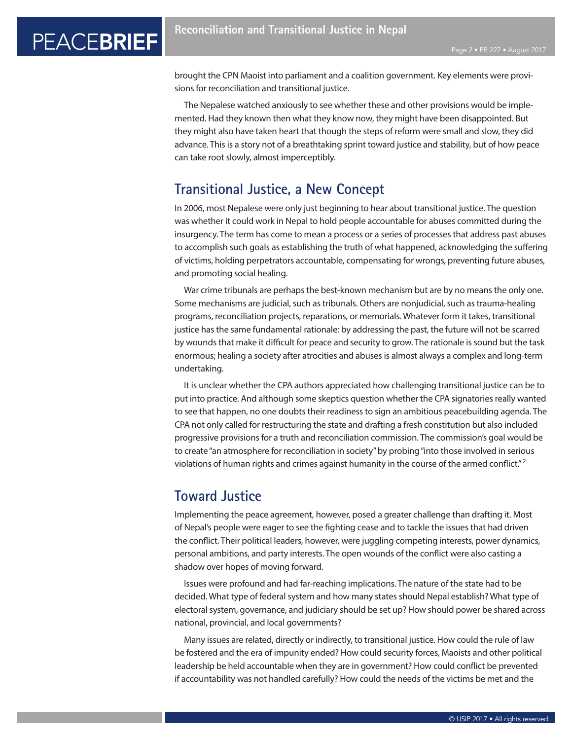brought the CPN Maoist into parliament and a coalition government. Key elements were provisions for reconciliation and transitional justice.

The Nepalese watched anxiously to see whether these and other provisions would be implemented. Had they known then what they know now, they might have been disappointed. But they might also have taken heart that though the steps of reform were small and slow, they did advance. This is a story not of a breathtaking sprint toward justice and stability, but of how peace can take root slowly, almost imperceptibly.

## Transitional Justice, a New Concept

In 2006, most Nepalese were only just beginning to hear about transitional justice. The question was whether it could work in Nepal to hold people accountable for abuses committed during the insurgency. The term has come to mean a process or a series of processes that address past abuses to accomplish such goals as establishing the truth of what happened, acknowledging the suffering of victims, holding perpetrators accountable, compensating for wrongs, preventing future abuses, and promoting social healing.

War crime tribunals are perhaps the best-known mechanism but are by no means the only one. Some mechanisms are judicial, such as tribunals. Others are nonjudicial, such as trauma-healing programs, reconciliation projects, reparations, or memorials. Whatever form it takes, transitional justice has the same fundamental rationale: by addressing the past, the future will not be scarred by wounds that make it difficult for peace and security to grow. The rationale is sound but the task enormous; healing a society after atrocities and abuses is almost always a complex and long-term undertaking.

It is unclear whether the CPA authors appreciated how challenging transitional justice can be to put into practice. And although some skeptics question whether the CPA signatories really wanted to see that happen, no one doubts their readiness to sign an ambitious peacebuilding agenda. The CPA not only called for restructuring the state and drafting a fresh constitution but also included progressive provisions for a truth and reconciliation commission. The commission's goal would be to create "an atmosphere for reconciliation in society" by probing "into those involved in serious violations of human rights and crimes against humanity in the course of the armed conflict."[2]

## Toward Justice

Implementing the peace agreement, however, posed a greater challenge than drafting it. Most of Nepal's people were eager to see the fighting cease and to tackle the issues that had driven the conflict. Their political leaders, however, were juggling competing interests, power dynamics, personal ambitions, and party interests. The open wounds of the conflict were also casting a shadow over hopes of moving forward.

Issues were profound and had far-reaching implications. The nature of the state had to be decided. What type of federal system and how many states should Nepal establish? What type of electoral system, governance, and judiciary should be set up? How should power be shared across national, provincial, and local governments?

Many issues are related, directly or indirectly, to transitional justice. How could the rule of law be fostered and the era of impunity ended? How could security forces, Maoists and other political leadership be held accountable when they are in government? How could conflict be prevented if accountability was not handled carefully? How could the needs of the victims be met and the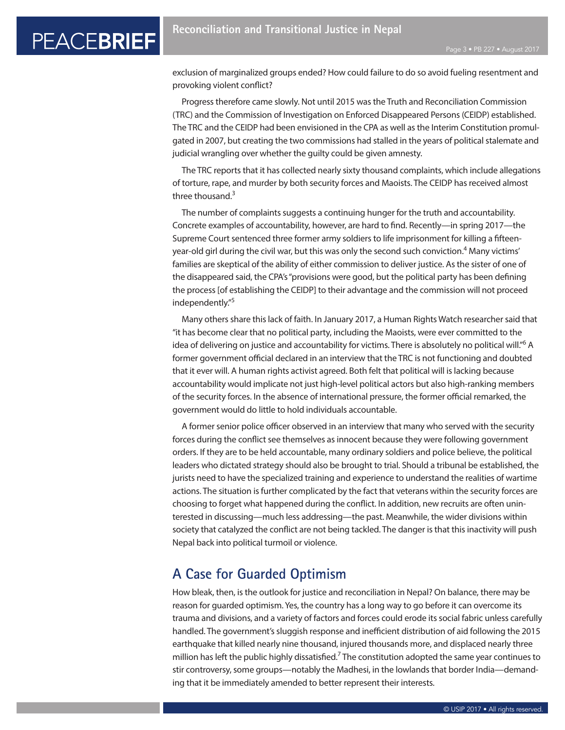exclusion of marginalized groups ended? How could failure to do so avoid fueling resentment and provoking violent conflict?

Progress therefore came slowly. Not until 2015 was the Truth and Reconciliation Commission (TRC) and the Commission of Investigation on Enforced Disappeared Persons (CEIDP) established. The TRC and the CEIDP had been envisioned in the CPA as well as the Interim Constitution promulgated in 2007, but creating the two commissions had stalled in the years of political stalemate and judicial wrangling over whether the guilty could be given amnesty.

The TRC reports that it has collected nearly sixty thousand complaints, which include allegations of torture, rape, and murder by both security forces and Maoists. The CEIDP has received almost three thousand.[3]

The number of complaints suggests a continuing hunger for the truth and accountability. Concrete examples of accountability, however, are hard to find. Recently—in spring 2017—the Supreme Court sentenced three former army soldiers to life imprisonment for killing a fifteen-year-old girl during the civil war, but this was only the second such conviction.[4] Many victims' families are skeptical of the ability of either commission to deliver justice. As the sister of one of the disappeared said, the CPA's "provisions were good, but the political party has been defining the process [of establishing the CEIDP] to their advantage and the commission will not proceed independently."[5]

Many others share this lack of faith. In January 2017, a Human Rights Watch researcher said that "it has become clear that no political party, including the Maoists, were ever committed to the idea of delivering on justice and accountability for victims. There is absolutely no political will."[6] A former government official declared in an interview that the TRC is not functioning and doubted that it ever will. A human rights activist agreed. Both felt that political will is lacking because accountability would implicate not just high-level political actors but also high-ranking members of the security forces. In the absence of international pressure, the former official remarked, the government would do little to hold individuals accountable.

A former senior police officer observed in an interview that many who served with the security forces during the conflict see themselves as innocent because they were following government orders. If they are to be held accountable, many ordinary soldiers and police believe, the political leaders who dictated strategy should also be brought to trial. Should a tribunal be established, the jurists need to have the specialized training and experience to understand the realities of wartime actions. The situation is further complicated by the fact that veterans within the security forces are choosing to forget what happened during the conflict. In addition, new recruits are often uninterested in discussing—much less addressing—the past. Meanwhile, the wider divisions within society that catalyzed the conflict are not being tackled. The danger is that this inactivity will push Nepal back into political turmoil or violence.

## A Case for Guarded Optimism

How bleak, then, is the outlook for justice and reconciliation in Nepal? On balance, there may be reason for guarded optimism. Yes, the country has a long way to go before it can overcome its trauma and divisions, and a variety of factors and forces could erode its social fabric unless carefully handled. The government's sluggish response and inefficient distribution of aid following the 2015 earthquake that killed nearly nine thousand, injured thousands more, and displaced nearly three million has left the public highly dissatisfied.[7] The constitution adopted the same year continues to stir controversy, some groups—notably the Madhesi, in the lowlands that border India—demanding that it be immediately amended to better represent their interests.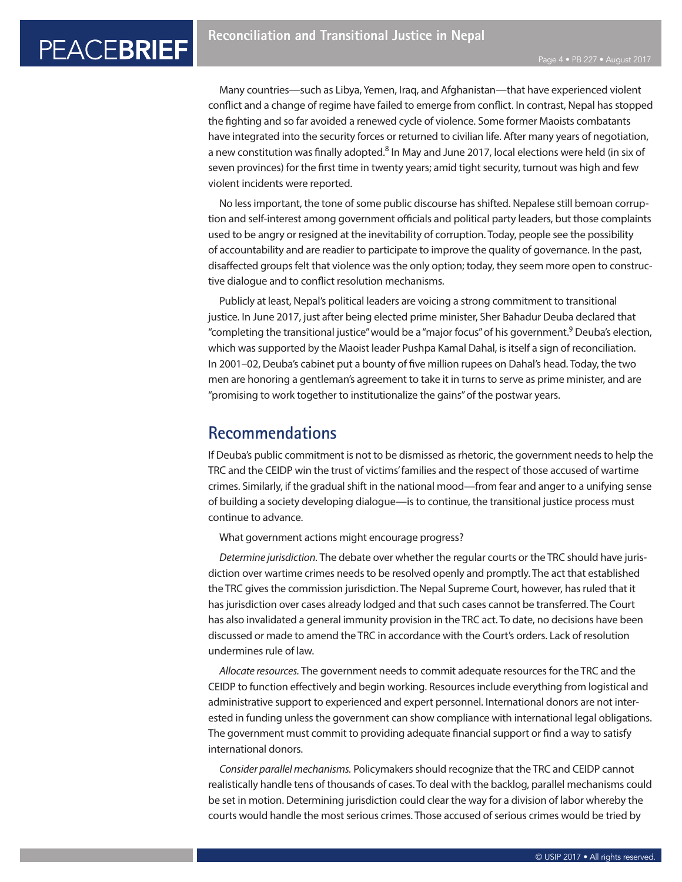Many countries—such as Libya, Yemen, Iraq, and Afghanistan—that have experienced violent conflict and a change of regime have failed to emerge from conflict. In contrast, Nepal has stopped the fighting and so far avoided a renewed cycle of violence. Some former Maoists combatants have integrated into the security forces or returned to civilian life. After many years of negotiation, a new constitution was finally adopted.[8] In May and June 2017, local elections were held (in six of seven provinces) for the first time in twenty years; amid tight security, turnout was high and few violent incidents were reported.

No less important, the tone of some public discourse has shifted. Nepalese still bemoan corruption and self-interest among government officials and political party leaders, but those complaints used to be angry or resigned at the inevitability of corruption. Today, people see the possibility of accountability and are readier to participate to improve the quality of governance. In the past, disaffected groups felt that violence was the only option; today, they seem more open to constructive dialogue and to conflict resolution mechanisms.

Publicly at least, Nepal's political leaders are voicing a strong commitment to transitional justice. In June 2017, just after being elected prime minister, Sher Bahadur Deuba declared that "completing the transitional justice" would be a "major focus" of his government.[9] Deuba's election, which was supported by the Maoist leader Pushpa Kamal Dahal, is itself a sign of reconciliation. In 2001–02, Deuba's cabinet put a bounty of five million rupees on Dahal's head. Today, the two men are honoring a gentleman's agreement to take it in turns to serve as prime minister, and are "promising to work together to institutionalize the gains" of the postwar years.

## Recommendations

If Deuba's public commitment is not to be dismissed as rhetoric, the government needs to help the TRC and the CEIDP win the trust of victims' families and the respect of those accused of wartime crimes. Similarly, if the gradual shift in the national mood—from fear and anger to a unifying sense of building a society developing dialogue—is to continue, the transitional justice process must continue to advance.

What government actions might encourage progress?

*Determine jurisdiction.* The debate over whether the regular courts or the TRC should have jurisdiction over wartime crimes needs to be resolved openly and promptly. The act that established the TRC gives the commission jurisdiction. The Nepal Supreme Court, however, has ruled that it has jurisdiction over cases already lodged and that such cases cannot be transferred. The Court has also invalidated a general immunity provision in the TRC act. To date, no decisions have been discussed or made to amend the TRC in accordance with the Court's orders. Lack of resolution undermines rule of law.

*Allocate resources.* The government needs to commit adequate resources for the TRC and the CEIDP to function effectively and begin working. Resources include everything from logistical and administrative support to experienced and expert personnel. International donors are not interested in funding unless the government can show compliance with international legal obligations. The government must commit to providing adequate financial support or find a way to satisfy international donors.

*Consider parallel mechanisms.* Policymakers should recognize that the TRC and CEIDP cannot realistically handle tens of thousands of cases. To deal with the backlog, parallel mechanisms could be set in motion. Determining jurisdiction could clear the way for a division of labor whereby the courts would handle the most serious crimes. Those accused of serious crimes would be tried by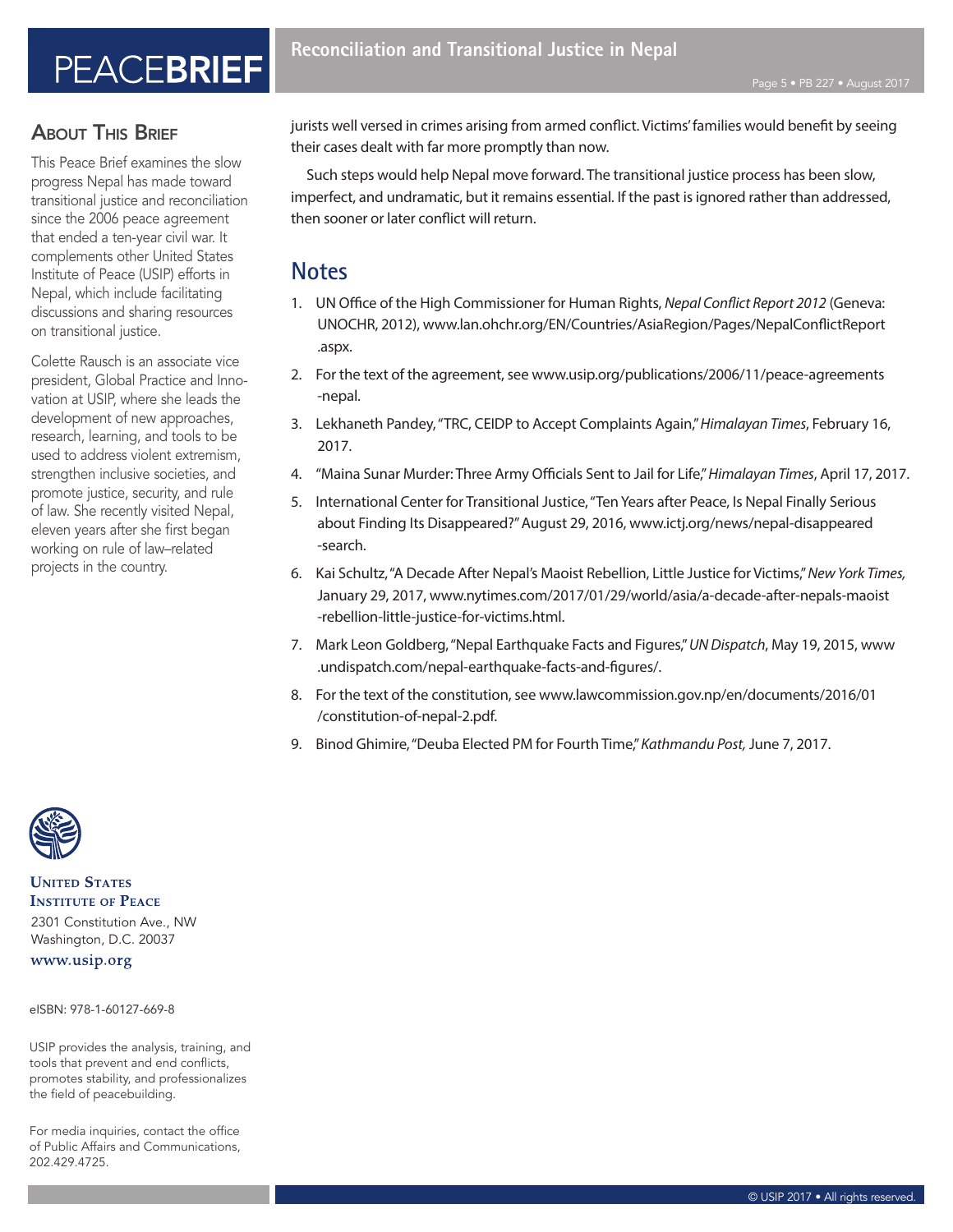jurists well versed in crimes arising from armed conflict. Victims' families would benefit by seeing their cases dealt with far more promptly than now.

Such steps would help Nepal move forward. The transitional justice process has been slow, imperfect, and undramatic, but it remains essential. If the past is ignored rather than addressed, then sooner or later conflict will return.

## Notes

1. UN Office of the High Commissioner for Human Rights, *Nepal Conflict Report 2012* (Geneva: UNOCHR, 2012), www.lan.ohchr.org/EN/Countries/AsiaRegion/Pages/NepalConflictReport.aspx.
2. For the text of the agreement, see www.usip.org/publications/2006/11/peace-agreements-nepal.
3. Lekhaneth Pandey, "TRC, CEIDP to Accept Complaints Again," *Himalayan Times*, February 16, 2017.
4. "Maina Sunar Murder: Three Army Officials Sent to Jail for Life," *Himalayan Times*, April 17, 2017.
5. International Center for Transitional Justice, "Ten Years after Peace, Is Nepal Finally Serious about Finding Its Disappeared?" August 29, 2016, www.ictj.org/news/nepal-disappeared-search.
6. Kai Schultz, "A Decade After Nepal's Maoist Rebellion, Little Justice for Victims," *New York Times,* January 29, 2017, www.nytimes.com/2017/01/29/world/asia/a-decade-after-nepals-maoist-rebellion-little-justice-for-victims.html.
7. Mark Leon Goldberg, "Nepal Earthquake Facts and Figures," *UN Dispatch*, May 19, 2015, www.undispatch.com/nepal-earthquake-facts-and-figures/.
8. For the text of the constitution, see www.lawcommission.gov.np/en/documents/2016/01/constitution-of-nepal-2.pdf.
9. Binod Ghimire, "Deuba Elected PM for Fourth Time," *Kathmandu Post,* June 7, 2017.

## About This Brief

This Peace Brief examines the slow progress Nepal has made toward transitional justice and reconciliation since the 2006 peace agreement that ended a ten-year civil war. It complements other United States Institute of Peace (USIP) efforts in Nepal, which include facilitating discussions and sharing resources on transitional justice.

Colette Rausch is an associate vice president, Global Practice and Innovation at USIP, where she leads the development of new approaches, research, learning, and tools to be used to address violent extremism, strengthen inclusive societies, and promote justice, security, and rule of law. She recently visited Nepal, eleven years after she first began working on rule of law–related projects in the country.

**United States Institute of Peace**
2301 Constitution Ave., NW
Washington, D.C. 20037
www.usip.org

eISBN: 978-1-60127-669-8

USIP provides the analysis, training, and tools that prevent and end conflicts, promotes stability, and professionalizes the field of peacebuilding.

For media inquiries, contact the office of Public Affairs and Communications, 202.429.4725.

© USIP 2017 • All rights reserved.